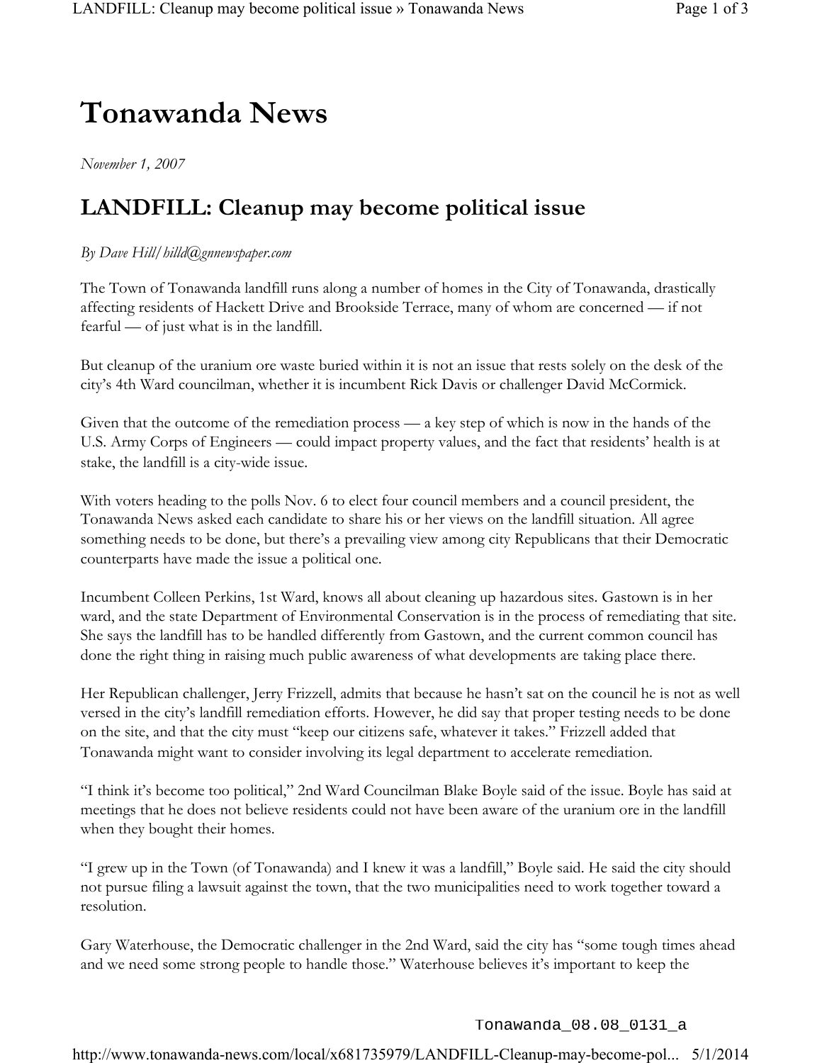# Tonawanda News

*November 1, 2007*

## LANDFILL: Cleanup may become political issue

*By Dave Hill/ hilld@gnnewspaper.com*

The Town of Tonawanda landfill runs along a number of homes in the City of Tonawanda, drastically affecting residents of Hackett Drive and Brookside Terrace, many of whom are concerned — if not fearful — of just what is in the landfill.

But cleanup of the uranium ore waste buried within it is not an issue that rests solely on the desk of the city's 4th Ward councilman, whether it is incumbent Rick Davis or challenger David McCormick.

Given that the outcome of the remediation process — a key step of which is now in the hands of the U.S. Army Corps of Engineers — could impact property values, and the fact that residents' health is at stake, the landfill is a city-wide issue.

With voters heading to the polls Nov. 6 to elect four council members and a council president, the Tonawanda News asked each candidate to share his or her views on the landfill situation. All agree something needs to be done, but there's a prevailing view among city Republicans that their Democratic counterparts have made the issue a political one.

Incumbent Colleen Perkins, 1st Ward, knows all about cleaning up hazardous sites. Gastown is in her ward, and the state Department of Environmental Conservation is in the process of remediating that site. She says the landfill has to be handled differently from Gastown, and the current common council has done the right thing in raising much public awareness of what developments are taking place there.

Her Republican challenger, Jerry Frizzell, admits that because he hasn't sat on the council he is not as well versed in the city's landfill remediation efforts. However, he did say that proper testing needs to be done on the site, and that the city must "keep our citizens safe, whatever it takes." Frizzell added that Tonawanda might want to consider involving its legal department to accelerate remediation.

"I think it's become too political," 2nd Ward Councilman Blake Boyle said of the issue. Boyle has said at meetings that he does not believe residents could not have been aware of the uranium ore in the landfill when they bought their homes.

"I grew up in the Town (of Tonawanda) and I knew it was a landfill," Boyle said. He said the city should not pursue filing a lawsuit against the town, that the two municipalities need to work together toward a resolution.

Gary Waterhouse, the Democratic challenger in the 2nd Ward, said the city has "some tough times ahead and we need some strong people to handle those." Waterhouse believes it's important to keep the

Tonawanda_08.08_0131_a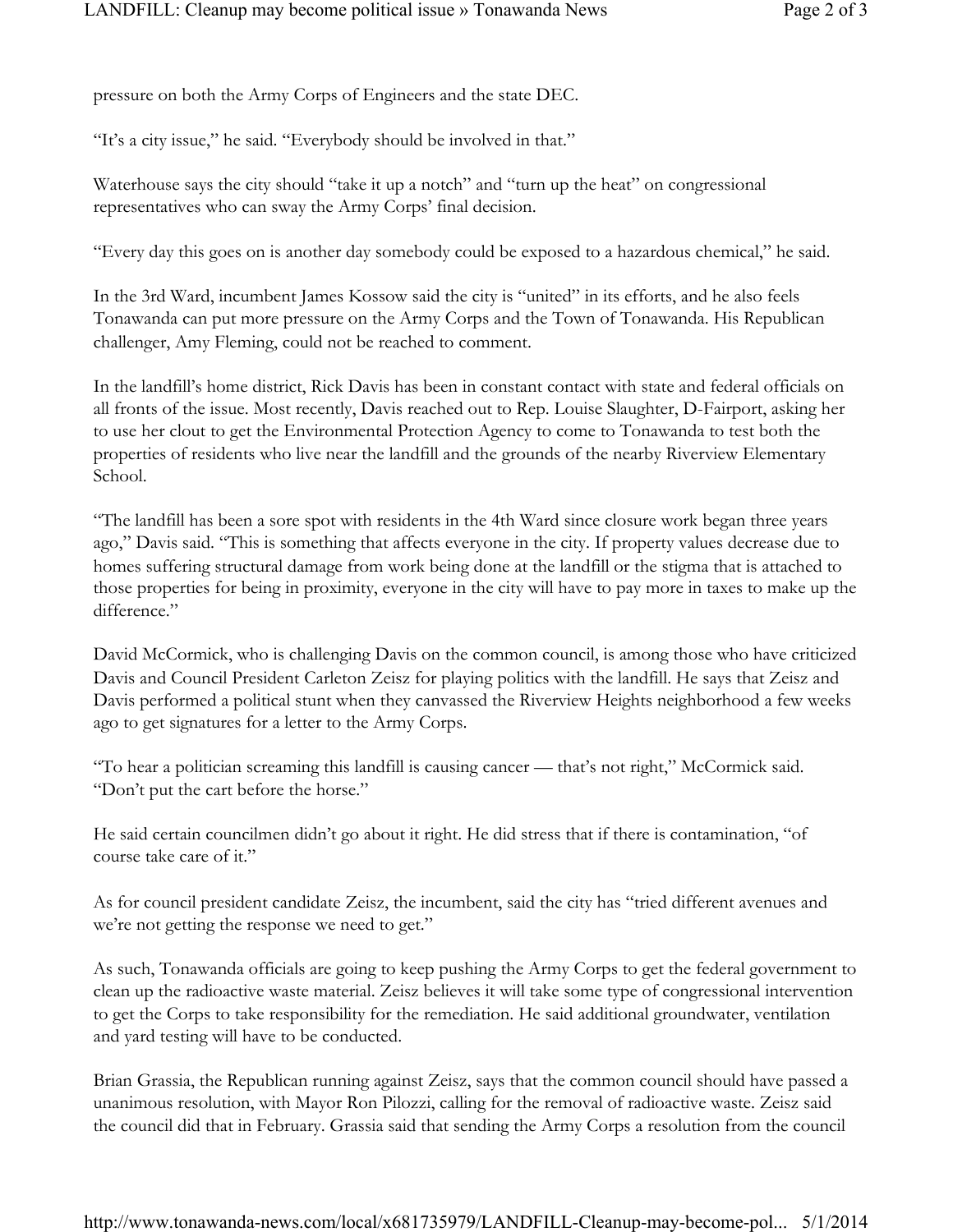pressure on both the Army Corps of Engineers and the state DEC.

"It's a city issue," he said. "Everybody should be involved in that."

Waterhouse says the city should "take it up a notch" and "turn up the heat" on congressional representatives who can sway the Army Corps' final decision.

"Every day this goes on is another day somebody could be exposed to a hazardous chemical," he said.

In the 3rd Ward, incumbent James Kossow said the city is "united" in its efforts, and he also feels Tonawanda can put more pressure on the Army Corps and the Town of Tonawanda. His Republican challenger, Amy Fleming, could not be reached to comment.

In the landfill's home district, Rick Davis has been in constant contact with state and federal officials on all fronts of the issue. Most recently, Davis reached out to Rep. Louise Slaughter, D-Fairport, asking her to use her clout to get the Environmental Protection Agency to come to Tonawanda to test both the properties of residents who live near the landfill and the grounds of the nearby Riverview Elementary School.

"The landfill has been a sore spot with residents in the 4th Ward since closure work began three years ago," Davis said. "This is something that affects everyone in the city. If property values decrease due to homes suffering structural damage from work being done at the landfill or the stigma that is attached to those properties for being in proximity, everyone in the city will have to pay more in taxes to make up the difference."

David McCormick, who is challenging Davis on the common council, is among those who have criticized Davis and Council President Carleton Zeisz for playing politics with the landfill. He says that Zeisz and Davis performed a political stunt when they canvassed the Riverview Heights neighborhood a few weeks ago to get signatures for a letter to the Army Corps.

"To hear a politician screaming this landfill is causing cancer — that's not right," McCormick said. "Don't put the cart before the horse."

He said certain councilmen didn't go about it right. He did stress that if there is contamination, "of course take care of it."

As for council president candidate Zeisz, the incumbent, said the city has "tried different avenues and we're not getting the response we need to get."

As such, Tonawanda officials are going to keep pushing the Army Corps to get the federal government to clean up the radioactive waste material. Zeisz believes it will take some type of congressional intervention to get the Corps to take responsibility for the remediation. He said additional groundwater, ventilation and yard testing will have to be conducted.

Brian Grassia, the Republican running against Zeisz, says that the common council should have passed a unanimous resolution, with Mayor Ron Pilozzi, calling for the removal of radioactive waste. Zeisz said the council did that in February. Grassia said that sending the Army Corps a resolution from the council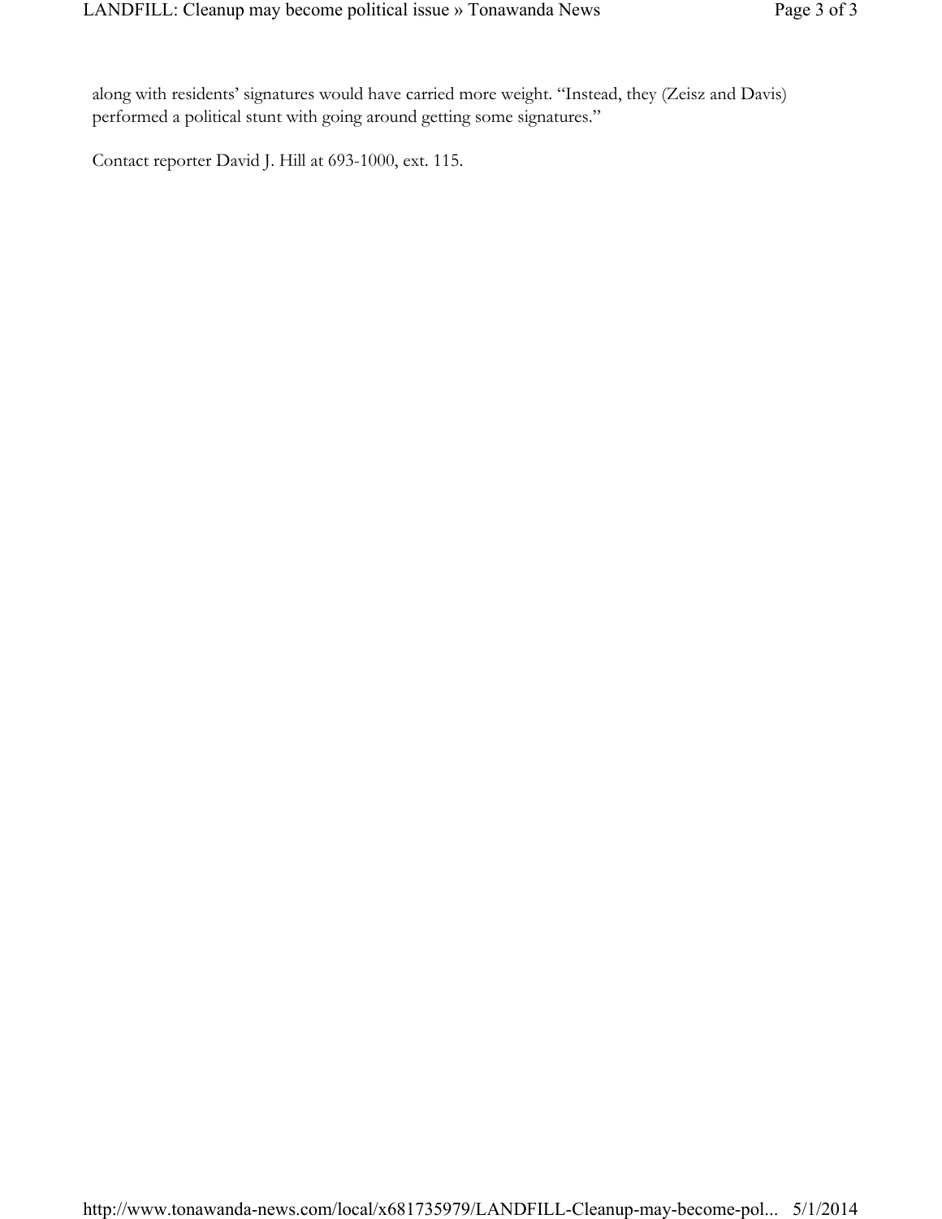along with residents' signatures would have carried more weight. "Instead, they (Zeisz and Davis) performed a political stunt with going around getting some signatures."

Contact reporter David J. Hill at 693-1000, ext. 115.